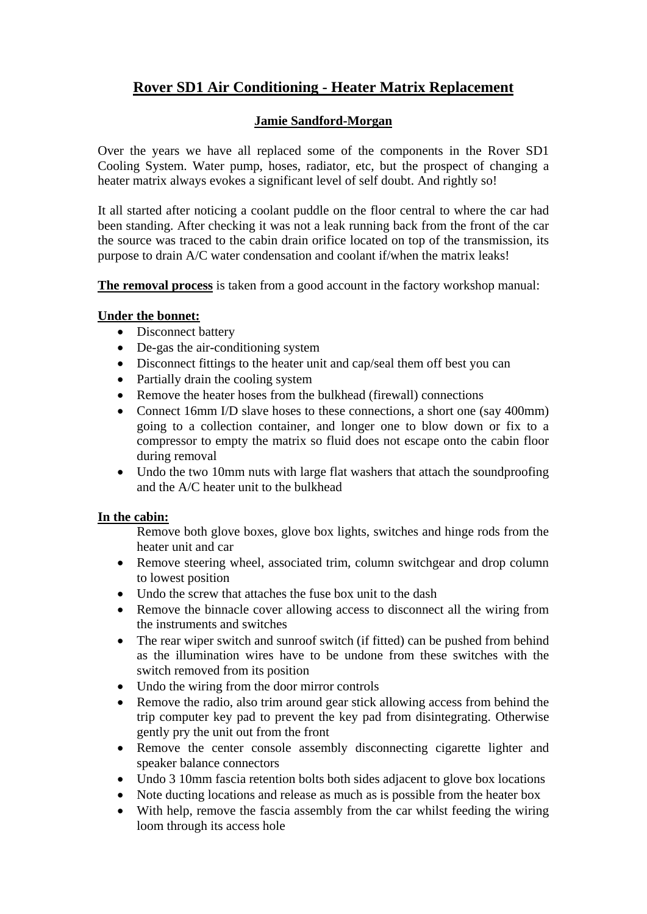# Rover SD1 Air Conditioning - Heater Matrix Replacement

## Jamie Sandford-Morgan

Over the years we have all replaced some of the components in the Rover SD1 Cooling System. Water pump, hoses, radiator, etc, but the prospect of changing a heater matrix always evokes a significant level of self doubt. And rightly so!

It all started after noticing a coolant puddle on the floor central to where the car had been standing. After checking it was not a leak running back from the front of the car the source was traced to the cabin drain orifice located on top of the transmission, its purpose to drain A/C water condensation and coolant if/when the matrix leaks!

**The removal process** is taken from a good account in the factory workshop manual:

**Under the bonnet:**

- Disconnect battery
- De-gas the air-conditioning system
- Disconnect fittings to the heater unit and cap/seal them off best you can
- Partially drain the cooling system
- Remove the heater hoses from the bulkhead (firewall) connections
- Connect 16mm I/D slave hoses to these connections, a short one (say 400mm) going to a collection container, and longer one to blow down or fix to a compressor to empty the matrix so fluid does not escape onto the cabin floor during removal
- Undo the two 10mm nuts with large flat washers that attach the soundproofing and the A/C heater unit to the bulkhead

**In the cabin:**

Remove both glove boxes, glove box lights, switches and hinge rods from the heater unit and car

- Remove steering wheel, associated trim, column switchgear and drop column to lowest position
- Undo the screw that attaches the fuse box unit to the dash
- Remove the binnacle cover allowing access to disconnect all the wiring from the instruments and switches
- The rear wiper switch and sunroof switch (if fitted) can be pushed from behind as the illumination wires have to be undone from these switches with the switch removed from its position
- Undo the wiring from the door mirror controls
- Remove the radio, also trim around gear stick allowing access from behind the trip computer key pad to prevent the key pad from disintegrating. Otherwise gently pry the unit out from the front
- Remove the center console assembly disconnecting cigarette lighter and speaker balance connectors
- Undo 3 10mm fascia retention bolts both sides adjacent to glove box locations
- Note ducting locations and release as much as is possible from the heater box
- With help, remove the fascia assembly from the car whilst feeding the wiring loom through its access hole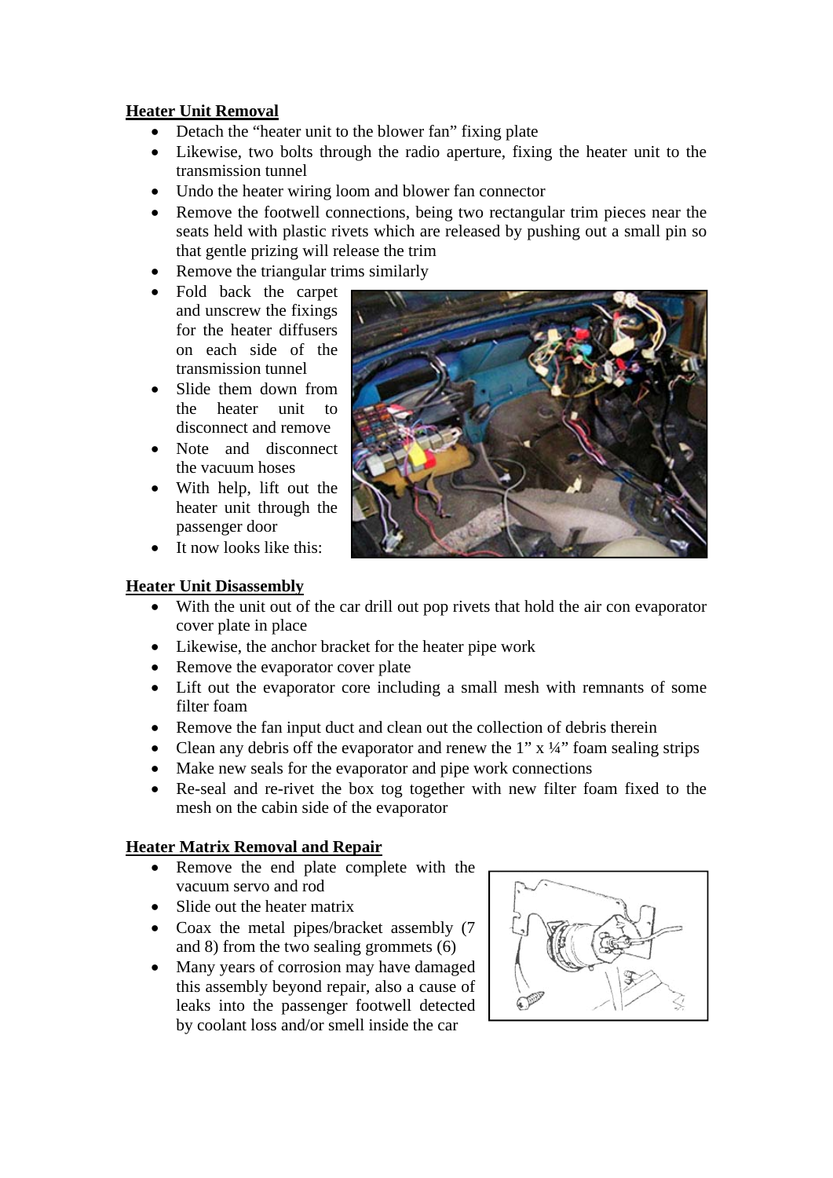## Heater Unit Removal

- Detach the "heater unit to the blower fan" fixing plate
- Likewise, two bolts through the radio aperture, fixing the heater unit to the transmission tunnel
- Undo the heater wiring loom and blower fan connector
- Remove the footwell connections, being two rectangular trim pieces near the seats held with plastic rivets which are released by pushing out a small pin so that gentle prizing will release the trim
- Remove the triangular trims similarly
- Fold back the carpet and unscrew the fixings for the heater diffusers on each side of the transmission tunnel
- Slide them down from the heater unit to disconnect and remove
- Note and disconnect the vacuum hoses
- With help, lift out the heater unit through the passenger door
- It now looks like this:

## Heater Unit Disassembly

- With the unit out of the car drill out pop rivets that hold the air con evaporator cover plate in place
- Likewise, the anchor bracket for the heater pipe work
- Remove the evaporator cover plate
- Lift out the evaporator core including a small mesh with remnants of some filter foam
- Remove the fan input duct and clean out the collection of debris therein
- Clean any debris off the evaporator and renew the 1" x ¼" foam sealing strips
- Make new seals for the evaporator and pipe work connections
- Re-seal and re-rivet the box tog together with new filter foam fixed to the mesh on the cabin side of the evaporator

## Heater Matrix Removal and Repair

- Remove the end plate complete with the vacuum servo and rod
- Slide out the heater matrix
- Coax the metal pipes/bracket assembly (7 and 8) from the two sealing grommets (6)
- Many years of corrosion may have damaged this assembly beyond repair, also a cause of leaks into the passenger footwell detected by coolant loss and/or smell inside the car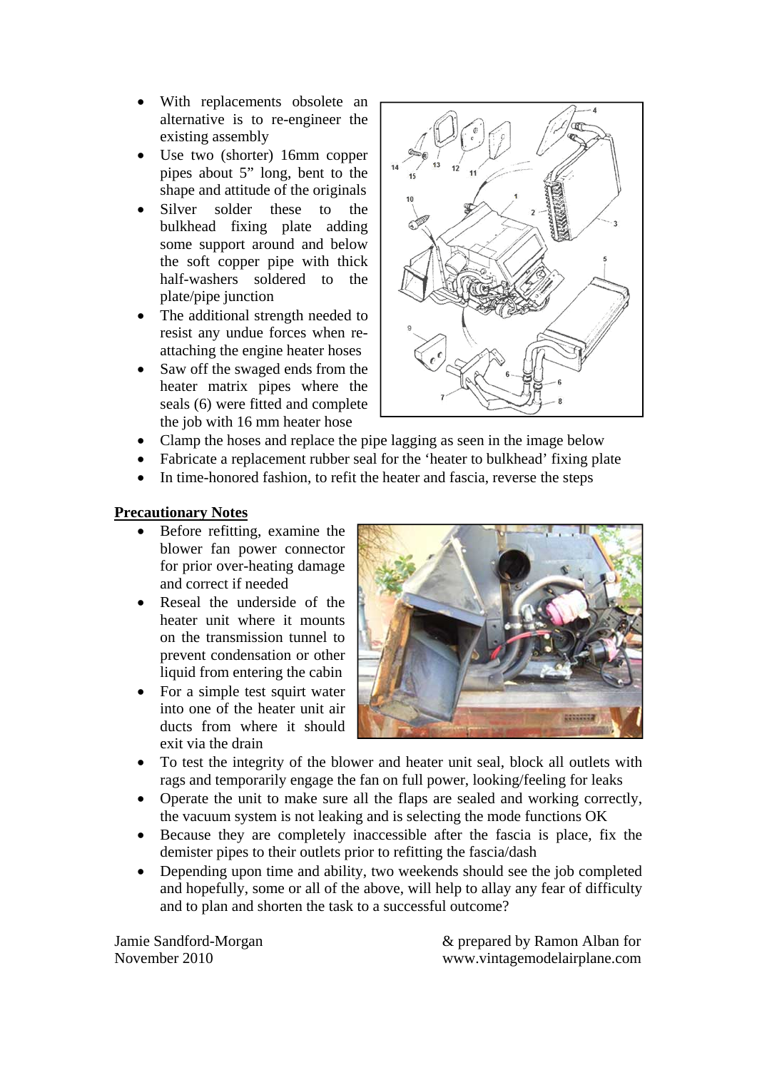- With replacements obsolete an alternative is to re-engineer the existing assembly
- Use two (shorter) 16mm copper pipes about 5" long, bent to the shape and attitude of the originals
- Silver solder these to the bulkhead fixing plate adding some support around and below the soft copper pipe with thick half-washers soldered to the plate/pipe junction
- The additional strength needed to resist any undue forces when re-attaching the engine heater hoses
- Saw off the swaged ends from the heater matrix pipes where the seals (6) were fitted and complete the job with 16 mm heater hose
- Clamp the hoses and replace the pipe lagging as seen in the image below
- Fabricate a replacement rubber seal for the 'heater to bulkhead' fixing plate
- In time-honored fashion, to refit the heater and fascia, reverse the steps

**Precautionary Notes**

- Before refitting, examine the blower fan power connector for prior over-heating damage and correct if needed
- Reseal the underside of the heater unit where it mounts on the transmission tunnel to prevent condensation or other liquid from entering the cabin
- For a simple test squirt water into one of the heater unit air ducts from where it should exit via the drain
- To test the integrity of the blower and heater unit seal, block all outlets with rags and temporarily engage the fan on full power, looking/feeling for leaks
- Operate the unit to make sure all the flaps are sealed and working correctly, the vacuum system is not leaking and is selecting the mode functions OK
- Because they are completely inaccessible after the fascia is place, fix the demister pipes to their outlets prior to refitting the fascia/dash
- Depending upon time and ability, two weekends should see the job completed and hopefully, some or all of the above, will help to allay any fear of difficulty and to plan and shorten the task to a successful outcome?

Jamie Sandford-Morgan
November 2010

& prepared by Ramon Alban for
www.vintagemodelairplane.com